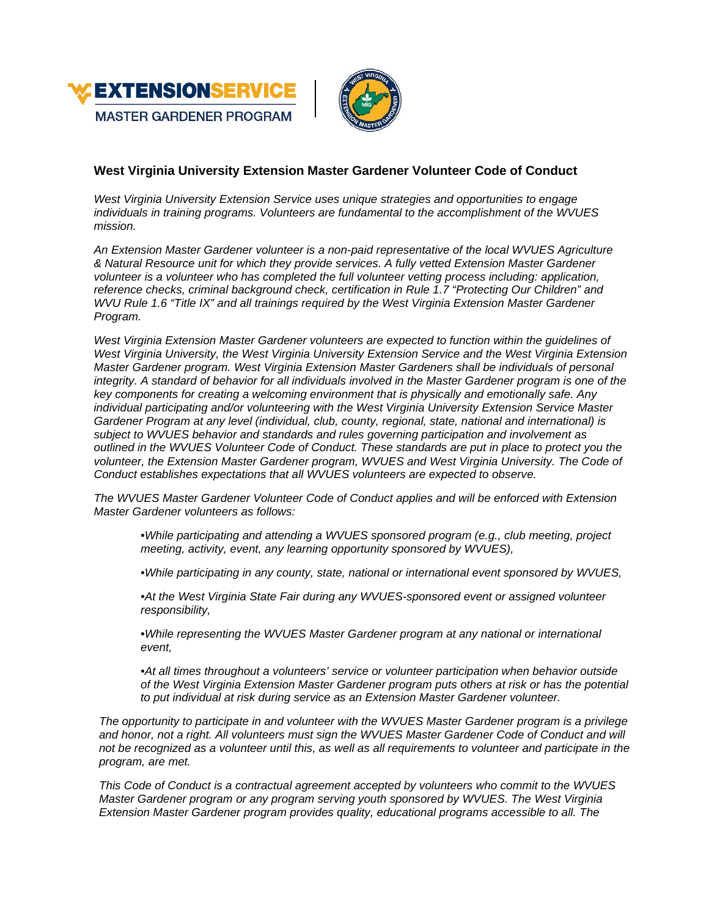EXTENSIONSERVICE
MASTER GARDENER PROGRAM

## West Virginia University Extension Master Gardener Volunteer Code of Conduct

*West Virginia University Extension Service uses unique strategies and opportunities to engage individuals in training programs. Volunteers are fundamental to the accomplishment of the WVUES mission.*

*An Extension Master Gardener volunteer is a non-paid representative of the local WVUES Agriculture & Natural Resource unit for which they provide services. A fully vetted Extension Master Gardener volunteer is a volunteer who has completed the full volunteer vetting process including: application, reference checks, criminal background check, certification in Rule 1.7 "Protecting Our Children" and WVU Rule 1.6 "Title IX" and all trainings required by the West Virginia Extension Master Gardener Program.*

*West Virginia Extension Master Gardener volunteers are expected to function within the guidelines of West Virginia University, the West Virginia University Extension Service and the West Virginia Extension Master Gardener program. West Virginia Extension Master Gardeners shall be individuals of personal integrity. A standard of behavior for all individuals involved in the Master Gardener program is one of the key components for creating a welcoming environment that is physically and emotionally safe. Any individual participating and/or volunteering with the West Virginia University Extension Service Master Gardener Program at any level (individual, club, county, regional, state, national and international) is subject to WVUES behavior and standards and rules governing participation and involvement as outlined in the WVUES Volunteer Code of Conduct. These standards are put in place to protect you the volunteer, the Extension Master Gardener program, WVUES and West Virginia University. The Code of Conduct establishes expectations that all WVUES volunteers are expected to observe.*

*The WVUES Master Gardener Volunteer Code of Conduct applies and will be enforced with Extension Master Gardener volunteers as follows:*

- *While participating and attending a WVUES sponsored program (e.g., club meeting, project meeting, activity, event, any learning opportunity sponsored by WVUES),*
- *While participating in any county, state, national or international event sponsored by WVUES,*
- *At the West Virginia State Fair during any WVUES-sponsored event or assigned volunteer responsibility,*
- *While representing the WVUES Master Gardener program at any national or international event,*
- *At all times throughout a volunteers' service or volunteer participation when behavior outside of the West Virginia Extension Master Gardener program puts others at risk or has the potential to put individual at risk during service as an Extension Master Gardener volunteer.*

*The opportunity to participate in and volunteer with the WVUES Master Gardener program is a privilege and honor, not a right. All volunteers must sign the WVUES Master Gardener Code of Conduct and will not be recognized as a volunteer until this, as well as all requirements to volunteer and participate in the program, are met.*

*This Code of Conduct is a contractual agreement accepted by volunteers who commit to the WVUES Master Gardener program or any program serving youth sponsored by WVUES. The West Virginia Extension Master Gardener program provides quality, educational programs accessible to all. The*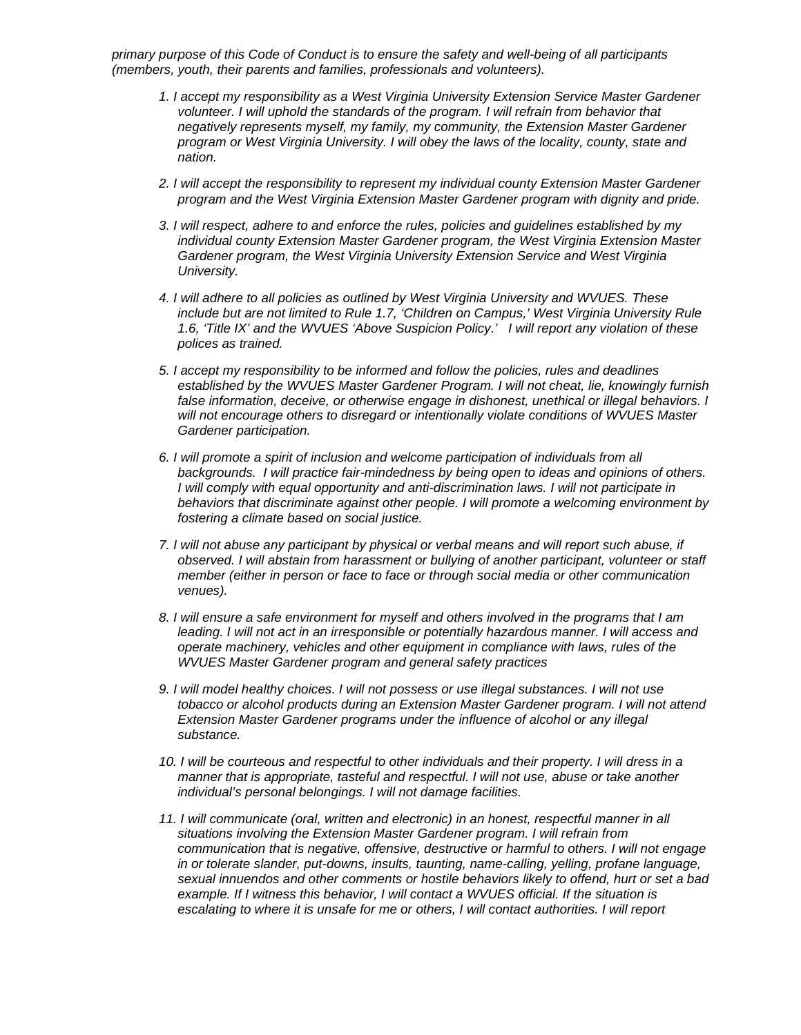*primary purpose of this Code of Conduct is to ensure the safety and well-being of all participants (members, youth, their parents and families, professionals and volunteers).*

1. *I accept my responsibility as a West Virginia University Extension Service Master Gardener volunteer. I will uphold the standards of the program. I will refrain from behavior that negatively represents myself, my family, my community, the Extension Master Gardener program or West Virginia University. I will obey the laws of the locality, county, state and nation.*

2. *I will accept the responsibility to represent my individual county Extension Master Gardener program and the West Virginia Extension Master Gardener program with dignity and pride.*

3. *I will respect, adhere to and enforce the rules, policies and guidelines established by my individual county Extension Master Gardener program, the West Virginia Extension Master Gardener program, the West Virginia University Extension Service and West Virginia University.*

4. *I will adhere to all policies as outlined by West Virginia University and WVUES. These include but are not limited to Rule 1.7, 'Children on Campus,' West Virginia University Rule 1.6, 'Title IX' and the WVUES 'Above Suspicion Policy.' I will report any violation of these polices as trained.*

5. *I accept my responsibility to be informed and follow the policies, rules and deadlines established by the WVUES Master Gardener Program. I will not cheat, lie, knowingly furnish false information, deceive, or otherwise engage in dishonest, unethical or illegal behaviors. I will not encourage others to disregard or intentionally violate conditions of WVUES Master Gardener participation.*

6. *I will promote a spirit of inclusion and welcome participation of individuals from all backgrounds. I will practice fair-mindedness by being open to ideas and opinions of others. I will comply with equal opportunity and anti-discrimination laws. I will not participate in behaviors that discriminate against other people. I will promote a welcoming environment by fostering a climate based on social justice.*

7. *I will not abuse any participant by physical or verbal means and will report such abuse, if observed. I will abstain from harassment or bullying of another participant, volunteer or staff member (either in person or face to face or through social media or other communication venues).*

8. *I will ensure a safe environment for myself and others involved in the programs that I am leading. I will not act in an irresponsible or potentially hazardous manner. I will access and operate machinery, vehicles and other equipment in compliance with laws, rules of the WVUES Master Gardener program and general safety practices*

9. *I will model healthy choices. I will not possess or use illegal substances. I will not use tobacco or alcohol products during an Extension Master Gardener program. I will not attend Extension Master Gardener programs under the influence of alcohol or any illegal substance.*

10. *I will be courteous and respectful to other individuals and their property. I will dress in a manner that is appropriate, tasteful and respectful. I will not use, abuse or take another individual's personal belongings. I will not damage facilities.*

11. *I will communicate (oral, written and electronic) in an honest, respectful manner in all situations involving the Extension Master Gardener program. I will refrain from communication that is negative, offensive, destructive or harmful to others. I will not engage in or tolerate slander, put-downs, insults, taunting, name-calling, yelling, profane language, sexual innuendos and other comments or hostile behaviors likely to offend, hurt or set a bad example. If I witness this behavior, I will contact a WVUES official. If the situation is escalating to where it is unsafe for me or others, I will contact authorities. I will report*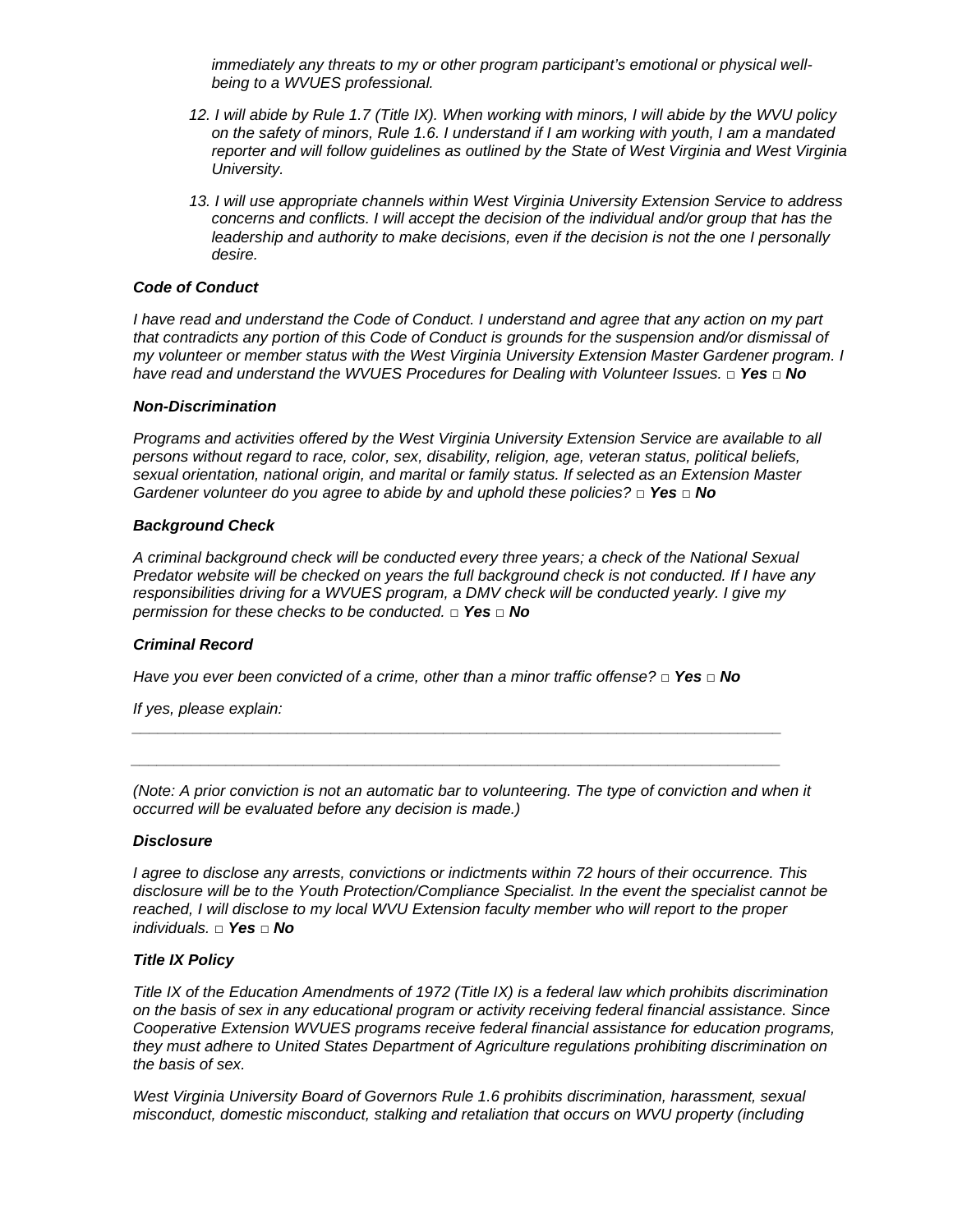*immediately any threats to my or other program participant's emotional or physical well-being to a WVUES professional.*

12. *I will abide by Rule 1.7 (Title IX). When working with minors, I will abide by the WVU policy on the safety of minors, Rule 1.6. I understand if I am working with youth, I am a mandated reporter and will follow guidelines as outlined by the State of West Virginia and West Virginia University.*

13. *I will use appropriate channels within West Virginia University Extension Service to address concerns and conflicts. I will accept the decision of the individual and/or group that has the leadership and authority to make decisions, even if the decision is not the one I personally desire.*

***Code of Conduct***

*I have read and understand the Code of Conduct. I understand and agree that any action on my part that contradicts any portion of this Code of Conduct is grounds for the suspension and/or dismissal of my volunteer or member status with the West Virginia University Extension Master Gardener program. I have read and understand the WVUES Procedures for Dealing with Volunteer Issues.* □ ***Yes*** □ ***No***

***Non-Discrimination***

*Programs and activities offered by the West Virginia University Extension Service are available to all persons without regard to race, color, sex, disability, religion, age, veteran status, political beliefs, sexual orientation, national origin, and marital or family status. If selected as an Extension Master Gardener volunteer do you agree to abide by and uphold these policies?* □ ***Yes*** □ ***No***

***Background Check***

*A criminal background check will be conducted every three years; a check of the National Sexual Predator website will be checked on years the full background check is not conducted. If I have any responsibilities driving for a WVUES program, a DMV check will be conducted yearly. I give my permission for these checks to be conducted.* □ ***Yes*** □ ***No***

***Criminal Record***

*Have you ever been convicted of a crime, other than a minor traffic offense?* □ ***Yes*** □ ***No***

*If yes, please explain:*

______________________________________________________________________________

______________________________________________________________________________

*(Note: A prior conviction is not an automatic bar to volunteering. The type of conviction and when it occurred will be evaluated before any decision is made.)*

***Disclosure***

*I agree to disclose any arrests, convictions or indictments within 72 hours of their occurrence. This disclosure will be to the Youth Protection/Compliance Specialist. In the event the specialist cannot be reached, I will disclose to my local WVU Extension faculty member who will report to the proper individuals.* □ ***Yes*** □ ***No***

***Title IX Policy***

*Title IX of the Education Amendments of 1972 (Title IX) is a federal law which prohibits discrimination on the basis of sex in any educational program or activity receiving federal financial assistance. Since Cooperative Extension WVUES programs receive federal financial assistance for education programs, they must adhere to United States Department of Agriculture regulations prohibiting discrimination on the basis of sex.*

*West Virginia University Board of Governors Rule 1.6 prohibits discrimination, harassment, sexual misconduct, domestic misconduct, stalking and retaliation that occurs on WVU property (including*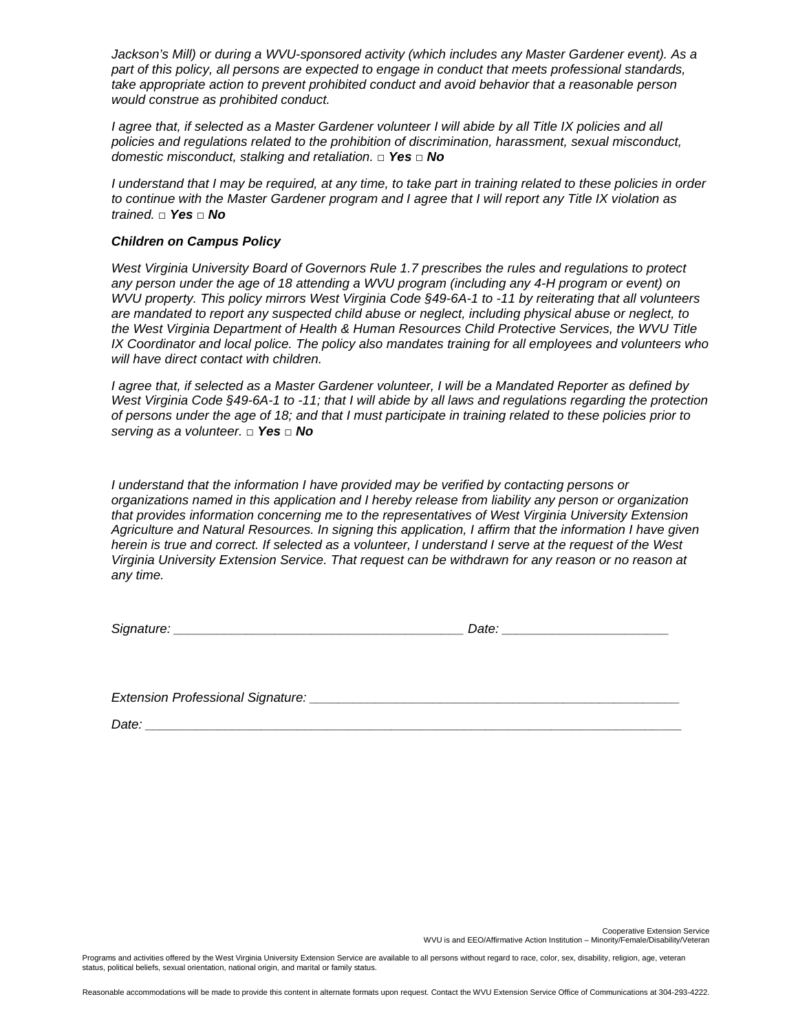*Jackson's Mill) or during a WVU-sponsored activity (which includes any Master Gardener event). As a part of this policy, all persons are expected to engage in conduct that meets professional standards, take appropriate action to prevent prohibited conduct and avoid behavior that a reasonable person would construe as prohibited conduct.*

*I agree that, if selected as a Master Gardener volunteer I will abide by all Title IX policies and all policies and regulations related to the prohibition of discrimination, harassment, sexual misconduct, domestic misconduct, stalking and retaliation.* ***□ Yes □ No***

*I understand that I may be required, at any time, to take part in training related to these policies in order to continue with the Master Gardener program and I agree that I will report any Title IX violation as trained.* ***□ Yes □ No***

***Children on Campus Policy***

*West Virginia University Board of Governors Rule 1.7 prescribes the rules and regulations to protect any person under the age of 18 attending a WVU program (including any 4-H program or event) on WVU property. This policy mirrors West Virginia Code §49-6A-1 to -11 by reiterating that all volunteers are mandated to report any suspected child abuse or neglect, including physical abuse or neglect, to the West Virginia Department of Health & Human Resources Child Protective Services, the WVU Title IX Coordinator and local police. The policy also mandates training for all employees and volunteers who will have direct contact with children.*

*I agree that, if selected as a Master Gardener volunteer, I will be a Mandated Reporter as defined by West Virginia Code §49-6A-1 to -11; that I will abide by all laws and regulations regarding the protection of persons under the age of 18; and that I must participate in training related to these policies prior to serving as a volunteer.* ***□ Yes □ No***

*I understand that the information I have provided may be verified by contacting persons or organizations named in this application and I hereby release from liability any person or organization that provides information concerning me to the representatives of West Virginia University Extension Agriculture and Natural Resources. In signing this application, I affirm that the information I have given herein is true and correct. If selected as a volunteer, I understand I serve at the request of the West Virginia University Extension Service. That request can be withdrawn for any reason or no reason at any time.*

*Signature:* ________________________________________ *Date:* ______________________

*Extension Professional Signature:* ___________________________________________________

*Date:* ___________________________________________________________________________

Cooperative Extension Service
WVU is and EEO/Affirmative Action Institution – Minority/Female/Disability/Veteran

Programs and activities offered by the West Virginia University Extension Service are available to all persons without regard to race, color, sex, disability, religion, age, veteran status, political beliefs, sexual orientation, national origin, and marital or family status.

Reasonable accommodations will be made to provide this content in alternate formats upon request. Contact the WVU Extension Service Office of Communications at 304-293-4222.